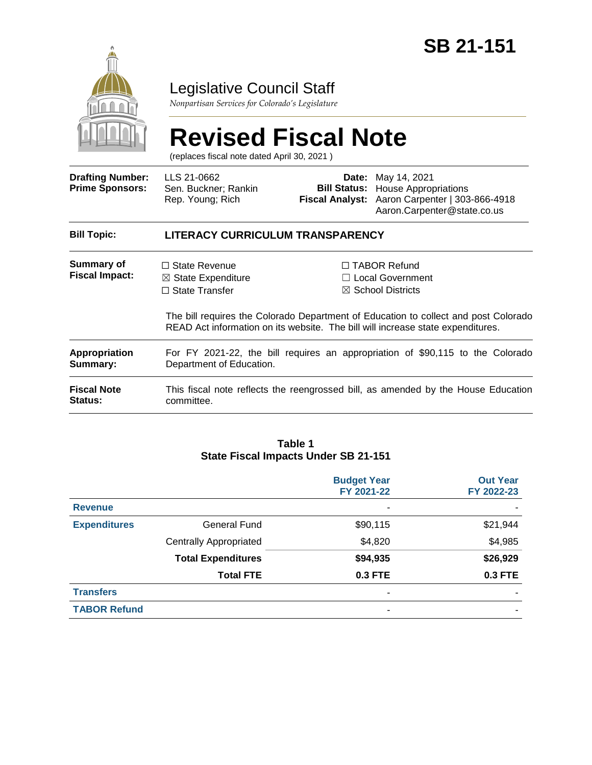# SB 21-151

## Legislative Council Staff

*Nonpartisan Services for Colorado's Legislature*

# Revised Fiscal Note

(replaces fiscal note dated April 30, 2021 )

| | | | |
|---|---|---|---|
| **Drafting Number:** | LLS 21-0662 | **Date:** | May 14, 2021 |
| **Prime Sponsors:** | Sen. Buckner; Rankin<br>Rep. Young; Rich | **Bill Status:** | House Appropriations |
| | | **Fiscal Analyst:** | Aaron Carpenter \| 303-866-4918<br>Aaron.Carpenter@state.co.us |

| | |
|---|---|
| **Bill Topic:** | **LITERACY CURRICULUM TRANSPARENCY** |
| **Summary of Fiscal Impact:** | ☐ State Revenue ☒ State Expenditure ☐ State Transfer ☐ TABOR Refund ☐ Local Government ☒ School Districts<br><br>The bill requires the Colorado Department of Education to collect and post Colorado READ Act information on its website. The bill will increase state expenditures. |
| **Appropriation Summary:** | For FY 2021-22, the bill requires an appropriation of $90,115 to the Colorado Department of Education. |
| **Fiscal Note Status:** | This fiscal note reflects the reengrossed bill, as amended by the House Education committee. |

**Table 1**
**State Fiscal Impacts Under SB 21-151**

| | | Budget Year FY 2021-22 | Out Year FY 2022-23 |
|---|---|---|---|
| **Revenue** | | - | - |
| **Expenditures** | General Fund | $90,115 | $21,944 |
| | Centrally Appropriated | $4,820 | $4,985 |
| | **Total Expenditures** | **$94,935** | **$26,929** |
| | **Total FTE** | **0.3 FTE** | **0.3 FTE** |
| **Transfers** | | - | - |
| **TABOR Refund** | | - | - |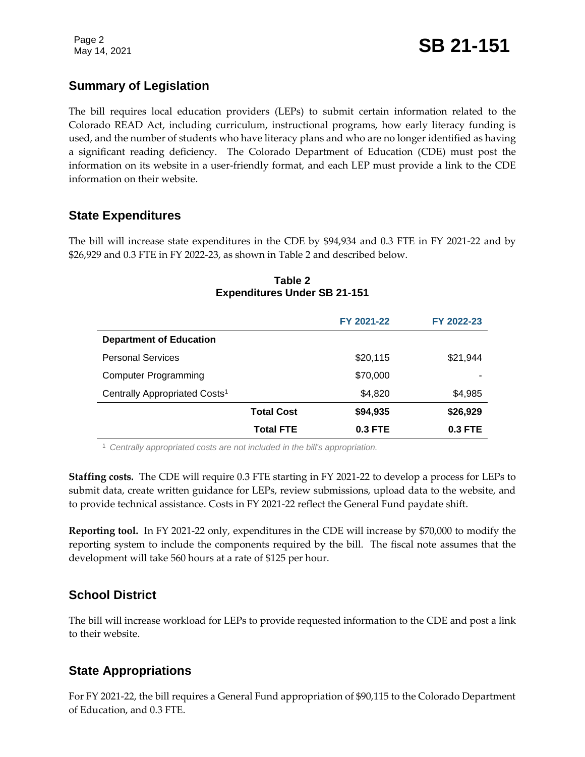## Summary of Legislation

The bill requires local education providers (LEPs) to submit certain information related to the Colorado READ Act, including curriculum, instructional programs, how early literacy funding is used, and the number of students who have literacy plans and who are no longer identified as having a significant reading deficiency. The Colorado Department of Education (CDE) must post the information on its website in a user-friendly format, and each LEP must provide a link to the CDE information on their website.

## State Expenditures

The bill will increase state expenditures in the CDE by $94,934 and 0.3 FTE in FY 2021-22 and by $26,929 and 0.3 FTE in FY 2022-23, as shown in Table 2 and described below.

**Table 2**
**Expenditures Under SB 21-151**

| | | FY 2021-22 | FY 2022-23 |
|---|---|---|---|
| **Department of Education** | | | |
| Personal Services | | $20,115 | $21,944 |
| Computer Programming | | $70,000 | - |
| Centrally Appropriated Costs[1] | | $4,820 | $4,985 |
| | **Total Cost** | **$94,935** | **$26,929** |
| | **Total FTE** | **0.3 FTE** | **0.3 FTE** |

[1] *Centrally appropriated costs are not included in the bill's appropriation.*

**Staffing costs.** The CDE will require 0.3 FTE starting in FY 2021-22 to develop a process for LEPs to submit data, create written guidance for LEPs, review submissions, upload data to the website, and to provide technical assistance. Costs in FY 2021-22 reflect the General Fund paydate shift.

**Reporting tool.** In FY 2021-22 only, expenditures in the CDE will increase by $70,000 to modify the reporting system to include the components required by the bill. The fiscal note assumes that the development will take 560 hours at a rate of $125 per hour.

## School District

The bill will increase workload for LEPs to provide requested information to the CDE and post a link to their website.

## State Appropriations

For FY 2021-22, the bill requires a General Fund appropriation of $90,115 to the Colorado Department of Education, and 0.3 FTE.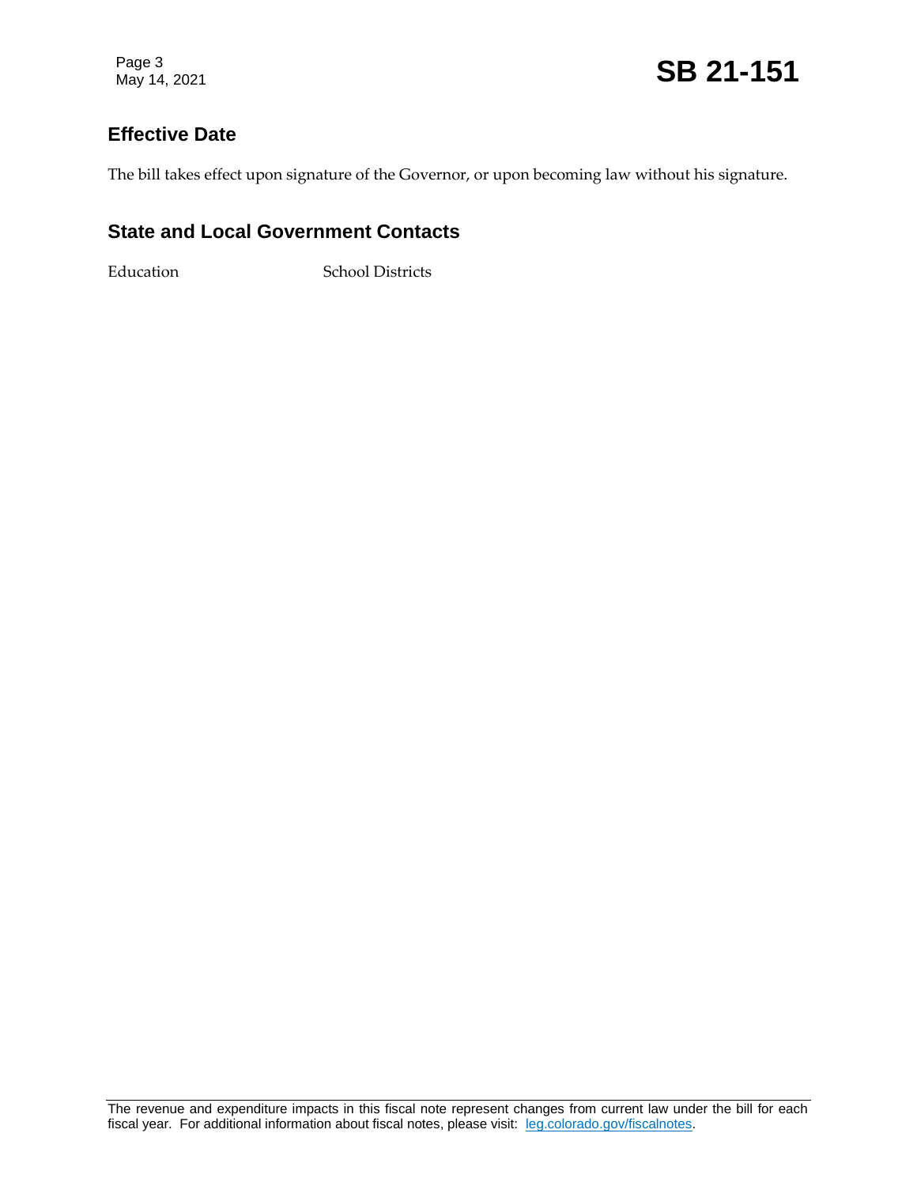## Effective Date

The bill takes effect upon signature of the Governor, or upon becoming law without his signature.

## State and Local Government Contacts

| | |
|---|---|
| Education | School Districts |

The revenue and expenditure impacts in this fiscal note represent changes from current law under the bill for each fiscal year. For additional information about fiscal notes, please visit: leg.colorado.gov/fiscalnotes.